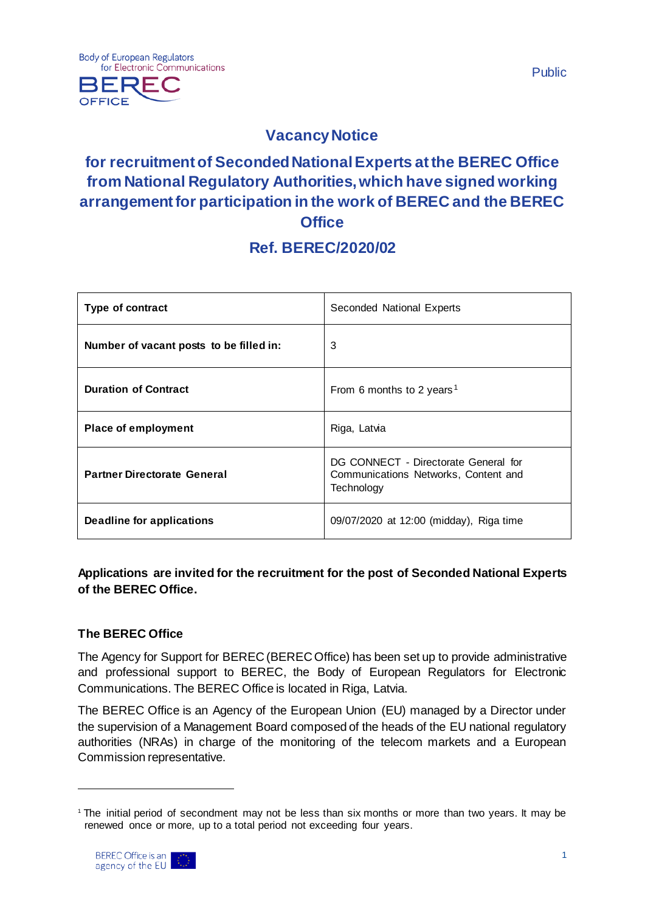Public

# Vacancy Notice

## for recruitment of Seconded National Experts at the BEREC Office from National Regulatory Authorities, which have signed working arrangement for participation in the work of BEREC and the BEREC Office

## Ref. BEREC/2020/02

| | |
|---|---|
| **Type of contract** | Seconded National Experts |
| **Number of vacant posts to be filled in:** | 3 |
| **Duration of Contract** | From 6 months to 2 years[1] |
| **Place of employment** | Riga, Latvia |
| **Partner Directorate General** | DG CONNECT - Directorate General for Communications Networks, Content and Technology |
| **Deadline for applications** | 09/07/2020 at 12:00 (midday), Riga time |

**Applications are invited for the recruitment for the post of Seconded National Experts of the BEREC Office.**

### The BEREC Office

The Agency for Support for BEREC (BEREC Office) has been set up to provide administrative and professional support to BEREC, the Body of European Regulators for Electronic Communications. The BEREC Office is located in Riga, Latvia.

The BEREC Office is an Agency of the European Union (EU) managed by a Director under the supervision of a Management Board composed of the heads of the EU national regulatory authorities (NRAs) in charge of the monitoring of the telecom markets and a European Commission representative.

[1] The initial period of secondment may not be less than six months or more than two years. It may be renewed once or more, up to a total period not exceeding four years.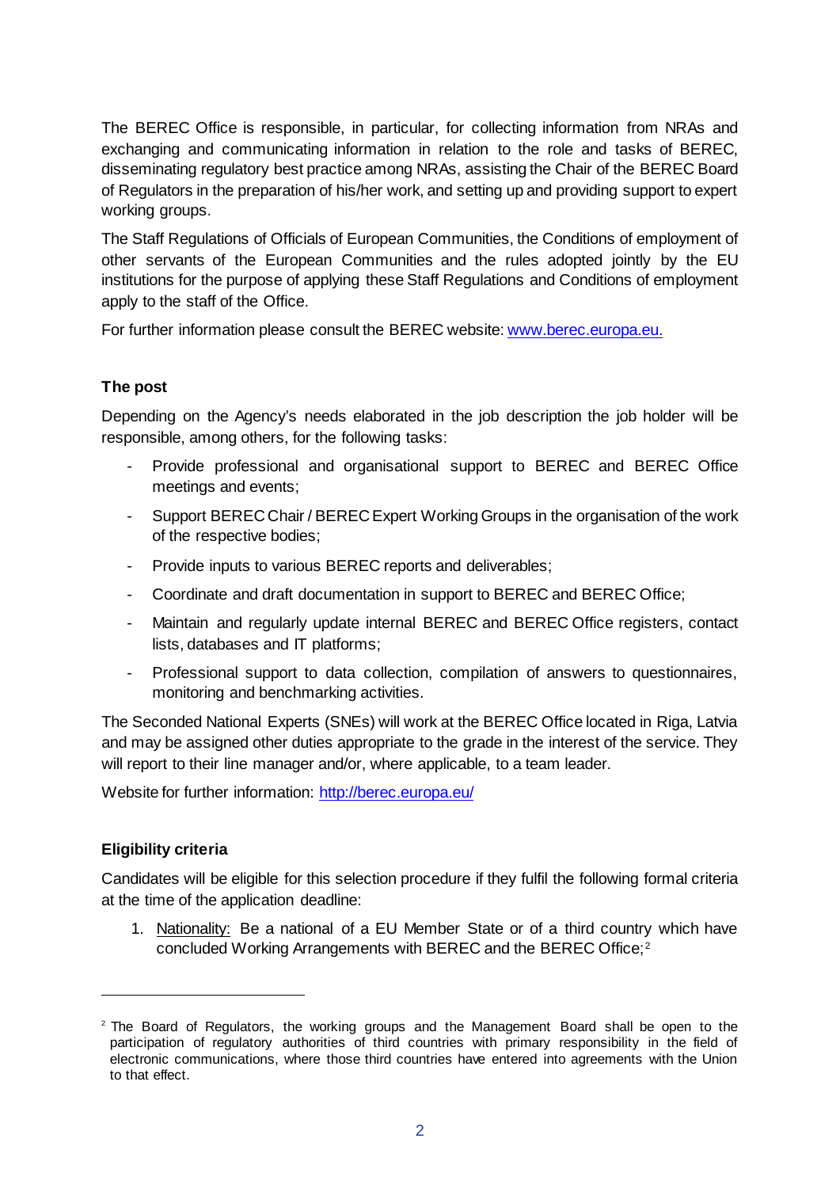The BEREC Office is responsible, in particular, for collecting information from NRAs and exchanging and communicating information in relation to the role and tasks of BEREC, disseminating regulatory best practice among NRAs, assisting the Chair of the BEREC Board of Regulators in the preparation of his/her work, and setting up and providing support to expert working groups.

The Staff Regulations of Officials of European Communities, the Conditions of employment of other servants of the European Communities and the rules adopted jointly by the EU institutions for the purpose of applying these Staff Regulations and Conditions of employment apply to the staff of the Office.

For further information please consult the BEREC website: [www.berec.europa.eu.](www.berec.europa.eu)

### The post

Depending on the Agency's needs elaborated in the job description the job holder will be responsible, among others, for the following tasks:

- Provide professional and organisational support to BEREC and BEREC Office meetings and events;
- Support BEREC Chair / BEREC Expert Working Groups in the organisation of the work of the respective bodies;
- Provide inputs to various BEREC reports and deliverables;
- Coordinate and draft documentation in support to BEREC and BEREC Office;
- Maintain and regularly update internal BEREC and BEREC Office registers, contact lists, databases and IT platforms;
- Professional support to data collection, compilation of answers to questionnaires, monitoring and benchmarking activities.

The Seconded National Experts (SNEs) will work at the BEREC Office located in Riga, Latvia and may be assigned other duties appropriate to the grade in the interest of the service. They will report to their line manager and/or, where applicable, to a team leader.

Website for further information: [http://berec.europa.eu/](http://berec.europa.eu/)

### Eligibility criteria

Candidates will be eligible for this selection procedure if they fulfil the following formal criteria at the time of the application deadline:

1. Nationality: Be a national of a EU Member State or of a third country which have concluded Working Arrangements with BEREC and the BEREC Office;[2]

---

[2] The Board of Regulators, the working groups and the Management Board shall be open to the participation of regulatory authorities of third countries with primary responsibility in the field of electronic communications, where those third countries have entered into agreements with the Union to that effect.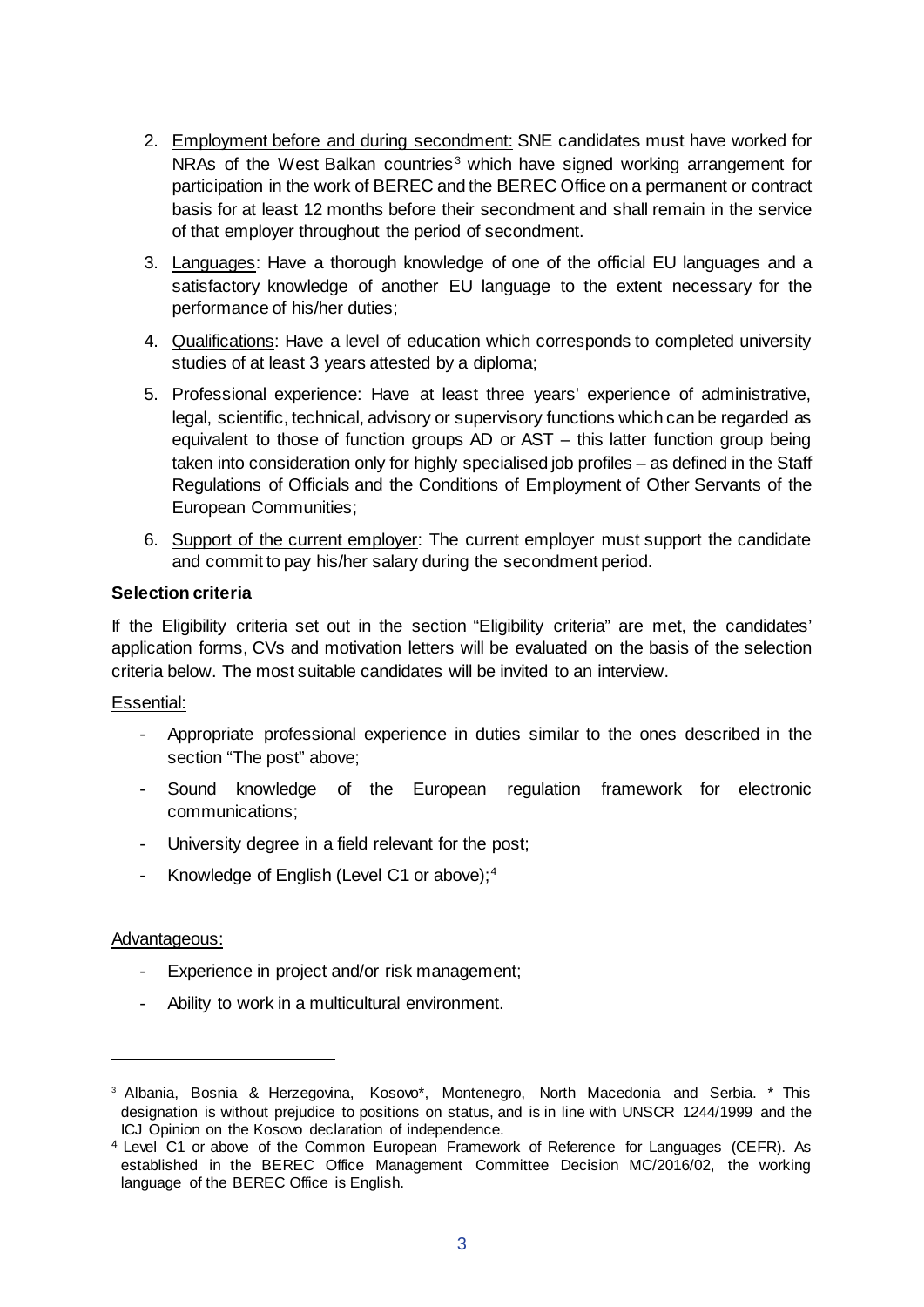2. Employment before and during secondment: SNE candidates must have worked for NRAs of the West Balkan countries[3] which have signed working arrangement for participation in the work of BEREC and the BEREC Office on a permanent or contract basis for at least 12 months before their secondment and shall remain in the service of that employer throughout the period of secondment.

3. Languages: Have a thorough knowledge of one of the official EU languages and a satisfactory knowledge of another EU language to the extent necessary for the performance of his/her duties;

4. Qualifications: Have a level of education which corresponds to completed university studies of at least 3 years attested by a diploma;

5. Professional experience: Have at least three years' experience of administrative, legal, scientific, technical, advisory or supervisory functions which can be regarded as equivalent to those of function groups AD or AST – this latter function group being taken into consideration only for highly specialised job profiles – as defined in the Staff Regulations of Officials and the Conditions of Employment of Other Servants of the European Communities;

6. Support of the current employer: The current employer must support the candidate and commit to pay his/her salary during the secondment period.

**Selection criteria**

If the Eligibility criteria set out in the section "Eligibility criteria" are met, the candidates' application forms, CVs and motivation letters will be evaluated on the basis of the selection criteria below. The most suitable candidates will be invited to an interview.

Essential:

- Appropriate professional experience in duties similar to the ones described in the section "The post" above;
- Sound knowledge of the European regulation framework for electronic communications;
- University degree in a field relevant for the post;
- Knowledge of English (Level C1 or above);[4]

Advantageous:

- Experience in project and/or risk management;
- Ability to work in a multicultural environment.

---

[3] Albania, Bosnia & Herzegovina, Kosovo*, Montenegro, North Macedonia and Serbia. * This designation is without prejudice to positions on status, and is in line with UNSCR 1244/1999 and the ICJ Opinion on the Kosovo declaration of independence.

[4] Level C1 or above of the Common European Framework of Reference for Languages (CEFR). As established in the BEREC Office Management Committee Decision MC/2016/02, the working language of the BEREC Office is English.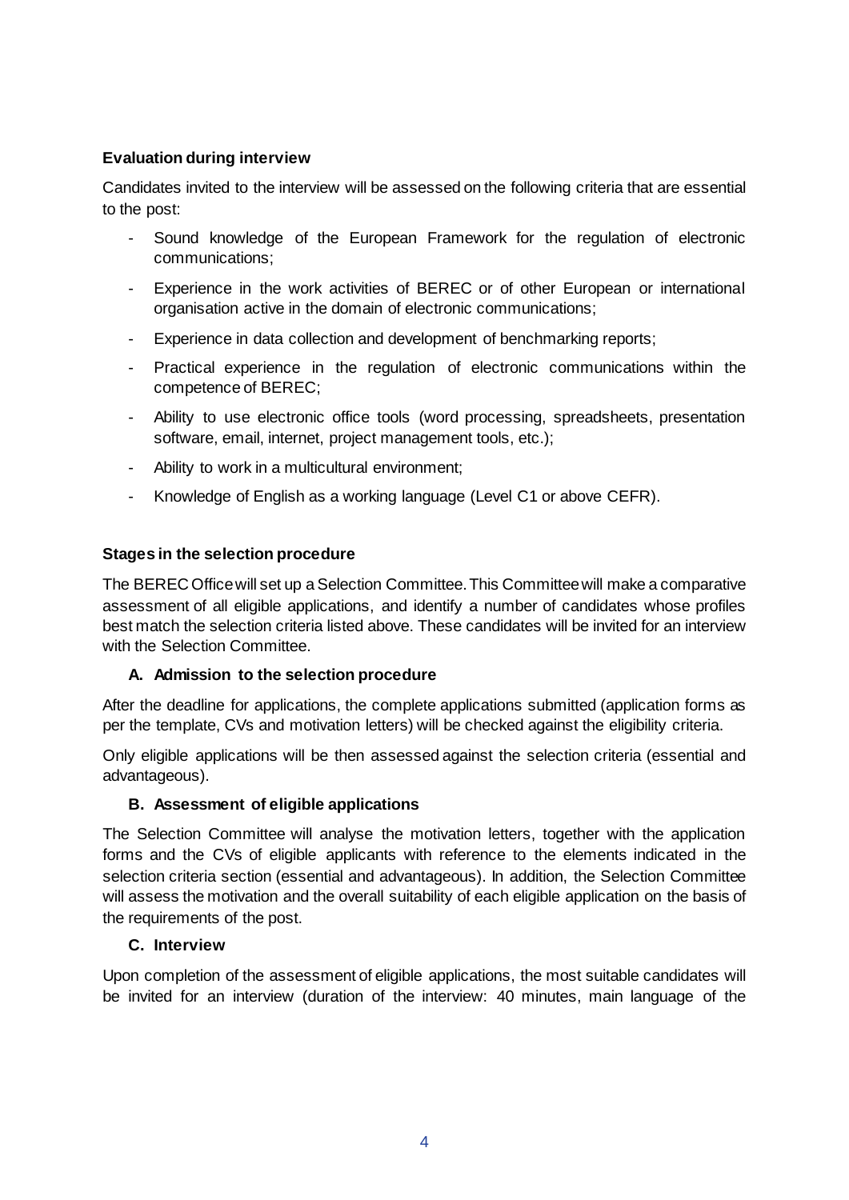**Evaluation during interview**

Candidates invited to the interview will be assessed on the following criteria that are essential to the post:

- Sound knowledge of the European Framework for the regulation of electronic communications;
- Experience in the work activities of BEREC or of other European or international organisation active in the domain of electronic communications;
- Experience in data collection and development of benchmarking reports;
- Practical experience in the regulation of electronic communications within the competence of BEREC;
- Ability to use electronic office tools (word processing, spreadsheets, presentation software, email, internet, project management tools, etc.);
- Ability to work in a multicultural environment;
- Knowledge of English as a working language (Level C1 or above CEFR).

**Stages in the selection procedure**

The BEREC Office will set up a Selection Committee. This Committee will make a comparative assessment of all eligible applications, and identify a number of candidates whose profiles best match the selection criteria listed above. These candidates will be invited for an interview with the Selection Committee.

**A. Admission to the selection procedure**

After the deadline for applications, the complete applications submitted (application forms as per the template, CVs and motivation letters) will be checked against the eligibility criteria.

Only eligible applications will be then assessed against the selection criteria (essential and advantageous).

**B. Assessment of eligible applications**

The Selection Committee will analyse the motivation letters, together with the application forms and the CVs of eligible applicants with reference to the elements indicated in the selection criteria section (essential and advantageous). In addition, the Selection Committee will assess the motivation and the overall suitability of each eligible application on the basis of the requirements of the post.

**C. Interview**

Upon completion of the assessment of eligible applications, the most suitable candidates will be invited for an interview (duration of the interview: 40 minutes, main language of the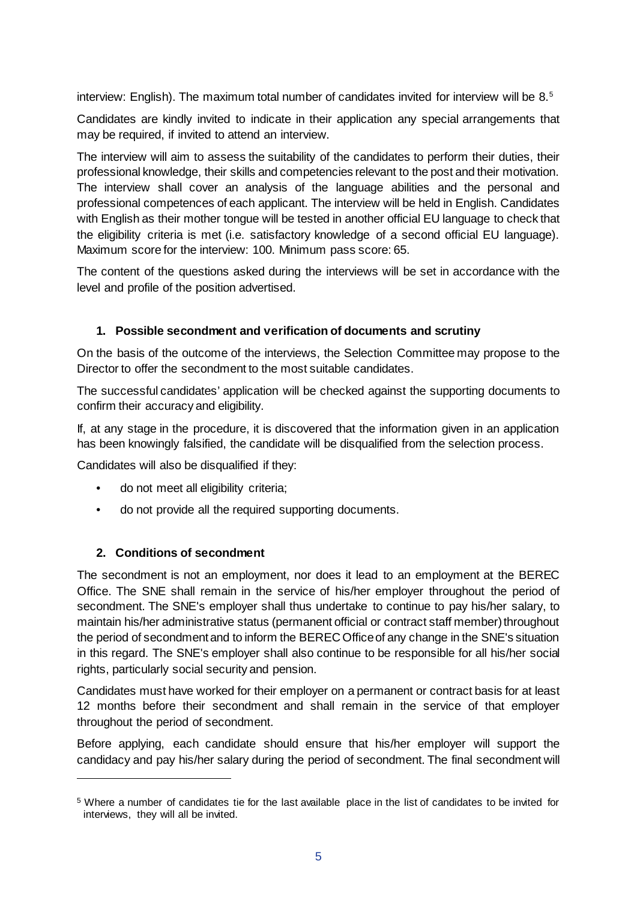interview: English). The maximum total number of candidates invited for interview will be 8.[5]

Candidates are kindly invited to indicate in their application any special arrangements that may be required, if invited to attend an interview.

The interview will aim to assess the suitability of the candidates to perform their duties, their professional knowledge, their skills and competencies relevant to the post and their motivation. The interview shall cover an analysis of the language abilities and the personal and professional competences of each applicant. The interview will be held in English. Candidates with English as their mother tongue will be tested in another official EU language to check that the eligibility criteria is met (i.e. satisfactory knowledge of a second official EU language). Maximum score for the interview: 100. Minimum pass score: 65.

The content of the questions asked during the interviews will be set in accordance with the level and profile of the position advertised.

### 1. Possible secondment and verification of documents and scrutiny

On the basis of the outcome of the interviews, the Selection Committee may propose to the Director to offer the secondment to the most suitable candidates.

The successful candidates' application will be checked against the supporting documents to confirm their accuracy and eligibility.

If, at any stage in the procedure, it is discovered that the information given in an application has been knowingly falsified, the candidate will be disqualified from the selection process.

Candidates will also be disqualified if they:

- do not meet all eligibility criteria;
- do not provide all the required supporting documents.

### 2. Conditions of secondment

The secondment is not an employment, nor does it lead to an employment at the BEREC Office. The SNE shall remain in the service of his/her employer throughout the period of secondment. The SNE's employer shall thus undertake to continue to pay his/her salary, to maintain his/her administrative status (permanent official or contract staff member) throughout the period of secondment and to inform the BEREC Office of any change in the SNE's situation in this regard. The SNE's employer shall also continue to be responsible for all his/her social rights, particularly social security and pension.

Candidates must have worked for their employer on a permanent or contract basis for at least 12 months before their secondment and shall remain in the service of that employer throughout the period of secondment.

Before applying, each candidate should ensure that his/her employer will support the candidacy and pay his/her salary during the period of secondment. The final secondment will

[5] Where a number of candidates tie for the last available place in the list of candidates to be invited for interviews, they will all be invited.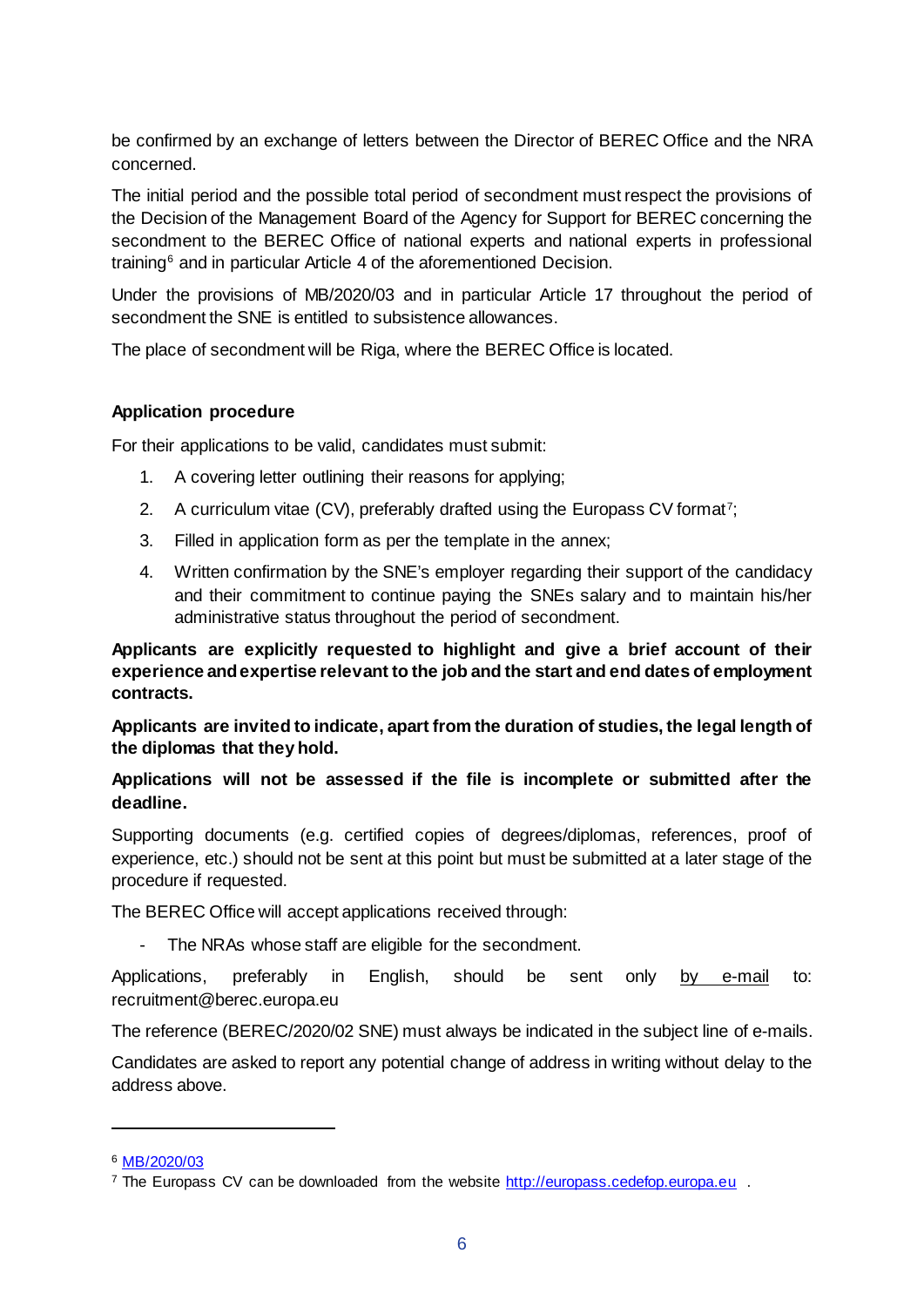be confirmed by an exchange of letters between the Director of BEREC Office and the NRA concerned.

The initial period and the possible total period of secondment must respect the provisions of the Decision of the Management Board of the Agency for Support for BEREC concerning the secondment to the BEREC Office of national experts and national experts in professional training[6] and in particular Article 4 of the aforementioned Decision.

Under the provisions of MB/2020/03 and in particular Article 17 throughout the period of secondment the SNE is entitled to subsistence allowances.

The place of secondment will be Riga, where the BEREC Office is located.

**Application procedure**

For their applications to be valid, candidates must submit:

1. A covering letter outlining their reasons for applying;
2. A curriculum vitae (CV), preferably drafted using the Europass CV format[7];
3. Filled in application form as per the template in the annex;
4. Written confirmation by the SNE's employer regarding their support of the candidacy and their commitment to continue paying the SNEs salary and to maintain his/her administrative status throughout the period of secondment.

**Applicants are explicitly requested to highlight and give a brief account of their experience and expertise relevant to the job and the start and end dates of employment contracts.**

**Applicants are invited to indicate, apart from the duration of studies, the legal length of the diplomas that they hold.**

**Applications will not be assessed if the file is incomplete or submitted after the deadline.**

Supporting documents (e.g. certified copies of degrees/diplomas, references, proof of experience, etc.) should not be sent at this point but must be submitted at a later stage of the procedure if requested.

The BEREC Office will accept applications received through:

- The NRAs whose staff are eligible for the secondment.

Applications, preferably in English, should be sent only by e-mail to: recruitment@berec.europa.eu

The reference (BEREC/2020/02 SNE) must always be indicated in the subject line of e-mails.

Candidates are asked to report any potential change of address in writing without delay to the address above.

---

[6] MB/2020/03

[7] The Europass CV can be downloaded from the website http://europass.cedefop.europa.eu .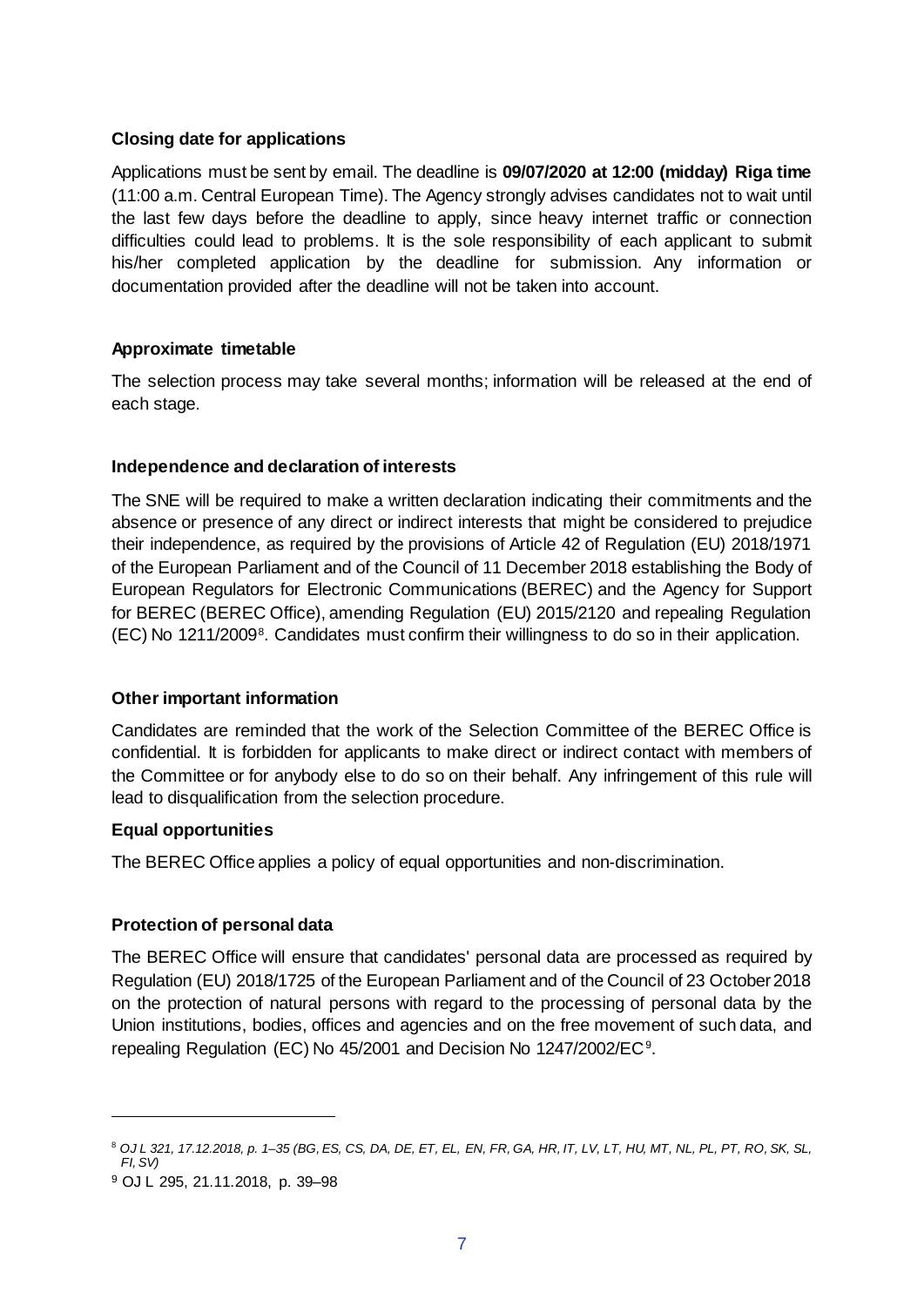**Closing date for applications**

Applications must be sent by email. The deadline is **09/07/2020 at 12:00 (midday) Riga time** (11:00 a.m. Central European Time). The Agency strongly advises candidates not to wait until the last few days before the deadline to apply, since heavy internet traffic or connection difficulties could lead to problems. It is the sole responsibility of each applicant to submit his/her completed application by the deadline for submission. Any information or documentation provided after the deadline will not be taken into account.

**Approximate timetable**

The selection process may take several months; information will be released at the end of each stage.

**Independence and declaration of interests**

The SNE will be required to make a written declaration indicating their commitments and the absence or presence of any direct or indirect interests that might be considered to prejudice their independence, as required by the provisions of Article 42 of Regulation (EU) 2018/1971 of the European Parliament and of the Council of 11 December 2018 establishing the Body of European Regulators for Electronic Communications (BEREC) and the Agency for Support for BEREC (BEREC Office), amending Regulation (EU) 2015/2120 and repealing Regulation (EC) No 1211/2009[8]. Candidates must confirm their willingness to do so in their application.

**Other important information**

Candidates are reminded that the work of the Selection Committee of the BEREC Office is confidential. It is forbidden for applicants to make direct or indirect contact with members of the Committee or for anybody else to do so on their behalf. Any infringement of this rule will lead to disqualification from the selection procedure.

**Equal opportunities**

The BEREC Office applies a policy of equal opportunities and non-discrimination.

**Protection of personal data**

The BEREC Office will ensure that candidates' personal data are processed as required by Regulation (EU) 2018/1725 of the European Parliament and of the Council of 23 October 2018 on the protection of natural persons with regard to the processing of personal data by the Union institutions, bodies, offices and agencies and on the free movement of such data, and repealing Regulation (EC) No 45/2001 and Decision No 1247/2002/EC[9].

---

[8] *OJ L 321, 17.12.2018, p. 1–35 (BG, ES, CS, DA, DE, ET, EL, EN, FR, GA, HR, IT, LV, LT, HU, MT, NL, PL, PT, RO, SK, SL, FI, SV)*

[9] OJ L 295, 21.11.2018, p. 39–98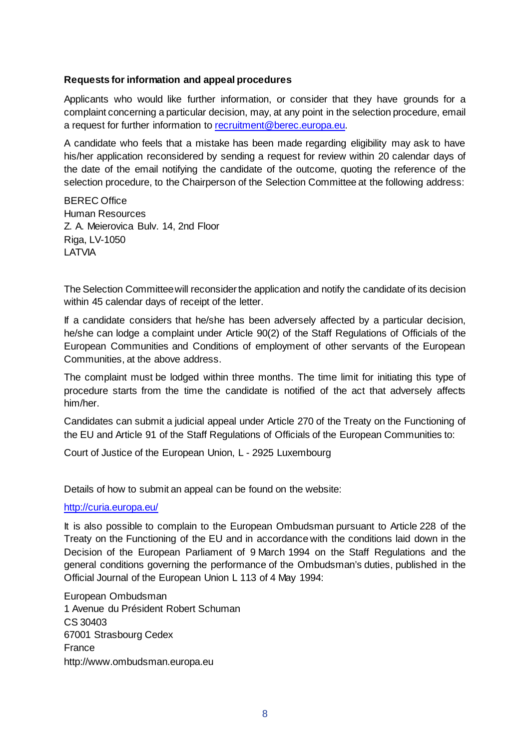**Requests for information and appeal procedures**

Applicants who would like further information, or consider that they have grounds for a complaint concerning a particular decision, may, at any point in the selection procedure, email a request for further information to recruitment@berec.europa.eu.

A candidate who feels that a mistake has been made regarding eligibility may ask to have his/her application reconsidered by sending a request for review within 20 calendar days of the date of the email notifying the candidate of the outcome, quoting the reference of the selection procedure, to the Chairperson of the Selection Committee at the following address:

BEREC Office  
Human Resources  
Z. A. Meierovica Bulv. 14, 2nd Floor  
Riga, LV-1050  
LATVIA

The Selection Committee will reconsider the application and notify the candidate of its decision within 45 calendar days of receipt of the letter.

If a candidate considers that he/she has been adversely affected by a particular decision, he/she can lodge a complaint under Article 90(2) of the Staff Regulations of Officials of the European Communities and Conditions of employment of other servants of the European Communities, at the above address.

The complaint must be lodged within three months. The time limit for initiating this type of procedure starts from the time the candidate is notified of the act that adversely affects him/her.

Candidates can submit a judicial appeal under Article 270 of the Treaty on the Functioning of the EU and Article 91 of the Staff Regulations of Officials of the European Communities to:

Court of Justice of the European Union, L - 2925 Luxembourg

Details of how to submit an appeal can be found on the website:

http://curia.europa.eu/

It is also possible to complain to the European Ombudsman pursuant to Article 228 of the Treaty on the Functioning of the EU and in accordance with the conditions laid down in the Decision of the European Parliament of 9 March 1994 on the Staff Regulations and the general conditions governing the performance of the Ombudsman's duties, published in the Official Journal of the European Union L 113 of 4 May 1994:

European Ombudsman  
1 Avenue du Président Robert Schuman  
CS 30403  
67001 Strasbourg Cedex  
France  
http://www.ombudsman.europa.eu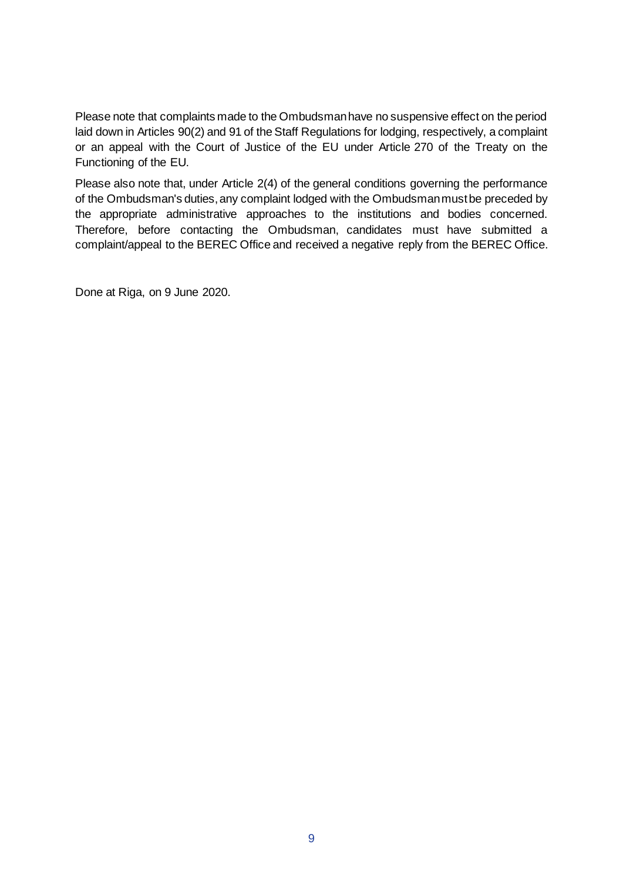Please note that complaints made to the Ombudsman have no suspensive effect on the period laid down in Articles 90(2) and 91 of the Staff Regulations for lodging, respectively, a complaint or an appeal with the Court of Justice of the EU under Article 270 of the Treaty on the Functioning of the EU.

Please also note that, under Article 2(4) of the general conditions governing the performance of the Ombudsman's duties, any complaint lodged with the Ombudsman must be preceded by the appropriate administrative approaches to the institutions and bodies concerned. Therefore, before contacting the Ombudsman, candidates must have submitted a complaint/appeal to the BEREC Office and received a negative reply from the BEREC Office.

Done at Riga, on 9 June 2020.